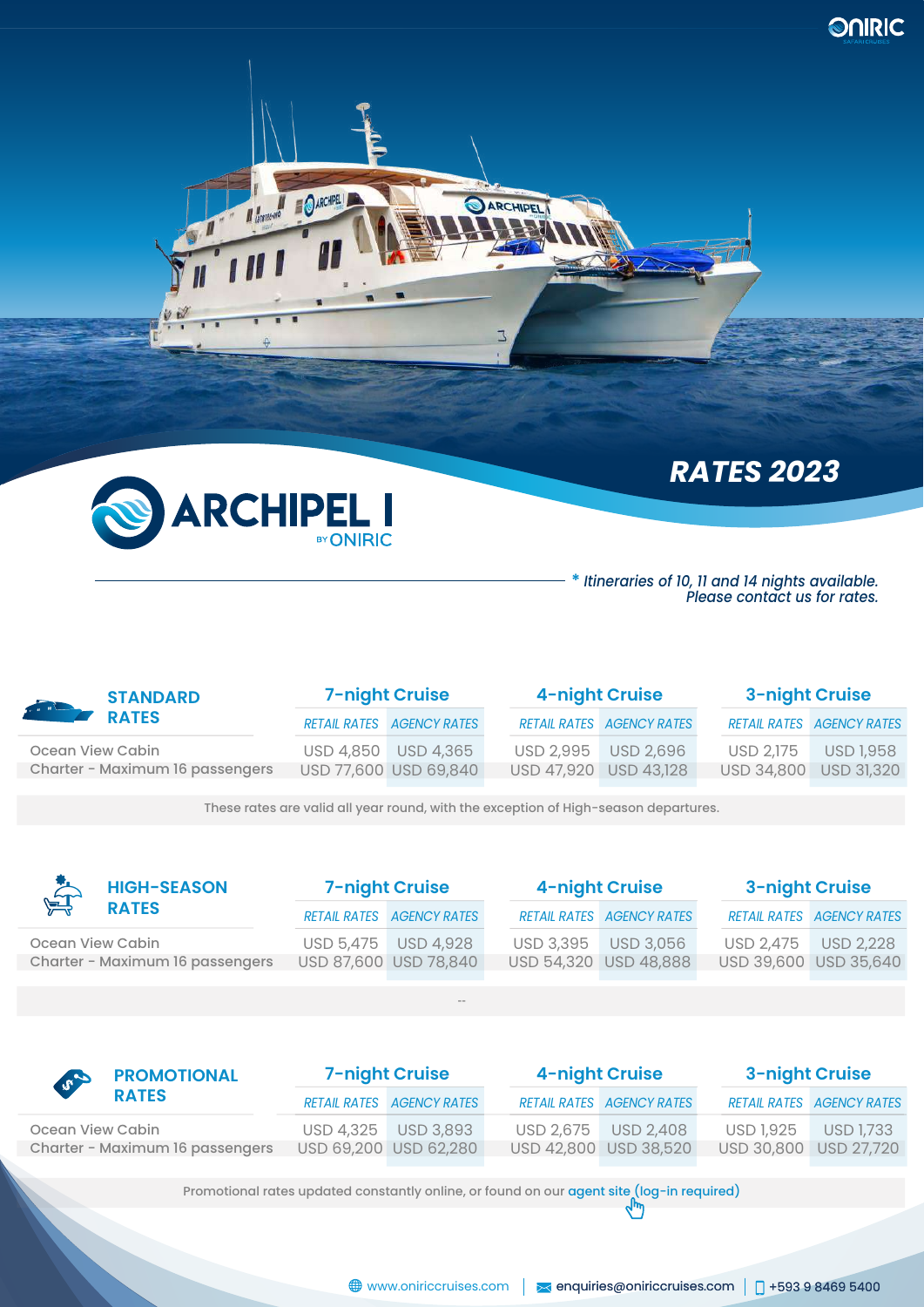# ARCHIPEL I

BY ONIRIC

## RATES 2023

* *Itineraries of 10, 11 and 14 nights available. Please contact us for rates.*

## STANDARD RATES

| | 7-night Cruise | | 4-night Cruise | | 3-night Cruise | |
|---|---|---|---|---|---|---|
| | *RETAIL RATES* | *AGENCY RATES* | *RETAIL RATES* | *AGENCY RATES* | *RETAIL RATES* | *AGENCY RATES* |
| Ocean View Cabin | USD 4,850 | USD 4,365 | USD 2,995 | USD 2,696 | USD 2,175 | USD 1,958 |
| Charter - Maximum 16 passengers | USD 77,600 | USD 69,840 | USD 47,920 | USD 43,128 | USD 34,800 | USD 31,320 |

These rates are valid all year round, with the exception of High-season departures.

## HIGH-SEASON RATES

| | 7-night Cruise | | 4-night Cruise | | 3-night Cruise | |
|---|---|---|---|---|---|---|
| | *RETAIL RATES* | *AGENCY RATES* | *RETAIL RATES* | *AGENCY RATES* | *RETAIL RATES* | *AGENCY RATES* |
| Ocean View Cabin | USD 5,475 | USD 4,928 | USD 3,395 | USD 3,056 | USD 2,475 | USD 2,228 |
| Charter - Maximum 16 passengers | USD 87,600 | USD 78,840 | USD 54,320 | USD 48,888 | USD 39,600 | USD 35,640 |

--

## PROMOTIONAL RATES

| | 7-night Cruise | | 4-night Cruise | | 3-night Cruise | |
|---|---|---|---|---|---|---|
| | *RETAIL RATES* | *AGENCY RATES* | *RETAIL RATES* | *AGENCY RATES* | *RETAIL RATES* | *AGENCY RATES* |
| Ocean View Cabin | USD 4,325 | USD 3,893 | USD 2,675 | USD 2,408 | USD 1,925 | USD 1,733 |
| Charter - Maximum 16 passengers | USD 69,200 | USD 62,280 | USD 42,800 | USD 38,520 | USD 30,800 | USD 27,720 |

Promotional rates updated constantly online, or found on our agent site (log-in required)

www.oniriccruises.com | enquiries@oniriccruises.com | +593 9 8469 5400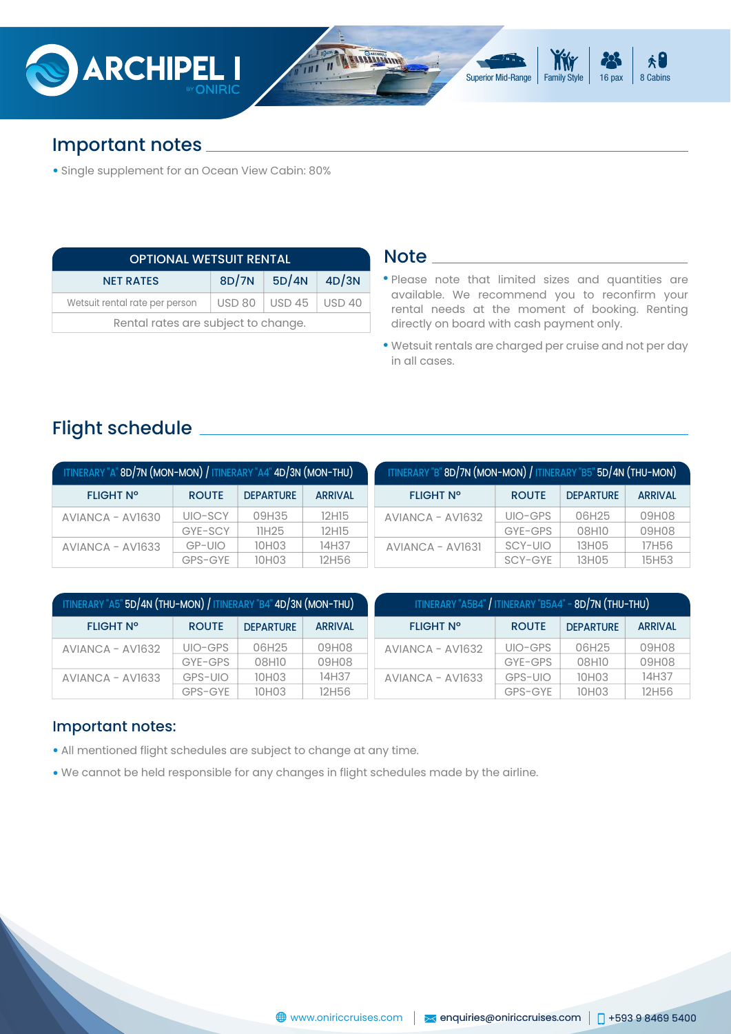ARCHIPEL I BY ONIRIC

Superior Mid-Range | Family Style | 16 pax | 8 Cabins

## Important notes

- Single supplement for an Ocean View Cabin: 80%

| OPTIONAL WETSUIT RENTAL | | | |
|---|---|---|---|
| NET RATES | 8D/7N | 5D/4N | 4D/3N |
| Wetsuit rental rate per person | USD 80 | USD 45 | USD 40 |
| Rental rates are subject to change. | | | |

## Note

- Please note that limited sizes and quantities are available. We recommend you to reconfirm your rental needs at the moment of booking. Renting directly on board with cash payment only.
- Wetsuit rentals are charged per cruise and not per day in all cases.

## Flight schedule

ITINERARY "A" 8D/7N (MON-MON) / ITINERARY "A4" 4D/3N (MON-THU)

| FLIGHT Nº | ROUTE | DEPARTURE | ARRIVAL |
|---|---|---|---|
| AVIANCA - AV1630 | UIO-SCY | 09H35 | 12H15 |
| | GYE-SCY | 11H25 | 12H15 |
| AVIANCA - AV1633 | GP-UIO | 10H03 | 14H37 |
| | GPS-GYE | 10H03 | 12H56 |

ITINERARY "B" 8D/7N (MON-MON) / ITINERARY "B5" 5D/4N (THU-MON)

| FLIGHT Nº | ROUTE | DEPARTURE | ARRIVAL |
|---|---|---|---|
| AVIANCA - AV1632 | UIO-GPS | 06H25 | 09H08 |
| | GYE-GPS | 08H10 | 09H08 |
| AVIANCA - AV1631 | SCY-UIO | 13H05 | 17H56 |
| | SCY-GYE | 13H05 | 15H53 |

ITINERARY "A5" 5D/4N (THU-MON) / ITINERARY "B4" 4D/3N (MON-THU)

| FLIGHT Nº | ROUTE | DEPARTURE | ARRIVAL |
|---|---|---|---|
| AVIANCA - AV1632 | UIO-GPS | 06H25 | 09H08 |
| | GYE-GPS | 08H10 | 09H08 |
| AVIANCA - AV1633 | GPS-UIO | 10H03 | 14H37 |
| | GPS-GYE | 10H03 | 12H56 |

ITINERARY "A5B4" / ITINERARY "B5A4" - 8D/7N (THU-THU)

| FLIGHT Nº | ROUTE | DEPARTURE | ARRIVAL |
|---|---|---|---|
| AVIANCA - AV1632 | UIO-GPS | 06H25 | 09H08 |
| | GYE-GPS | 08H10 | 09H08 |
| AVIANCA - AV1633 | GPS-UIO | 10H03 | 14H37 |
| | GPS-GYE | 10H03 | 12H56 |

### Important notes:

- All mentioned flight schedules are subject to change at any time.
- We cannot be held responsible for any changes in flight schedules made by the airline.

www.oniriccruises.com | enquiries@oniriccruises.com | +593 9 8469 5400